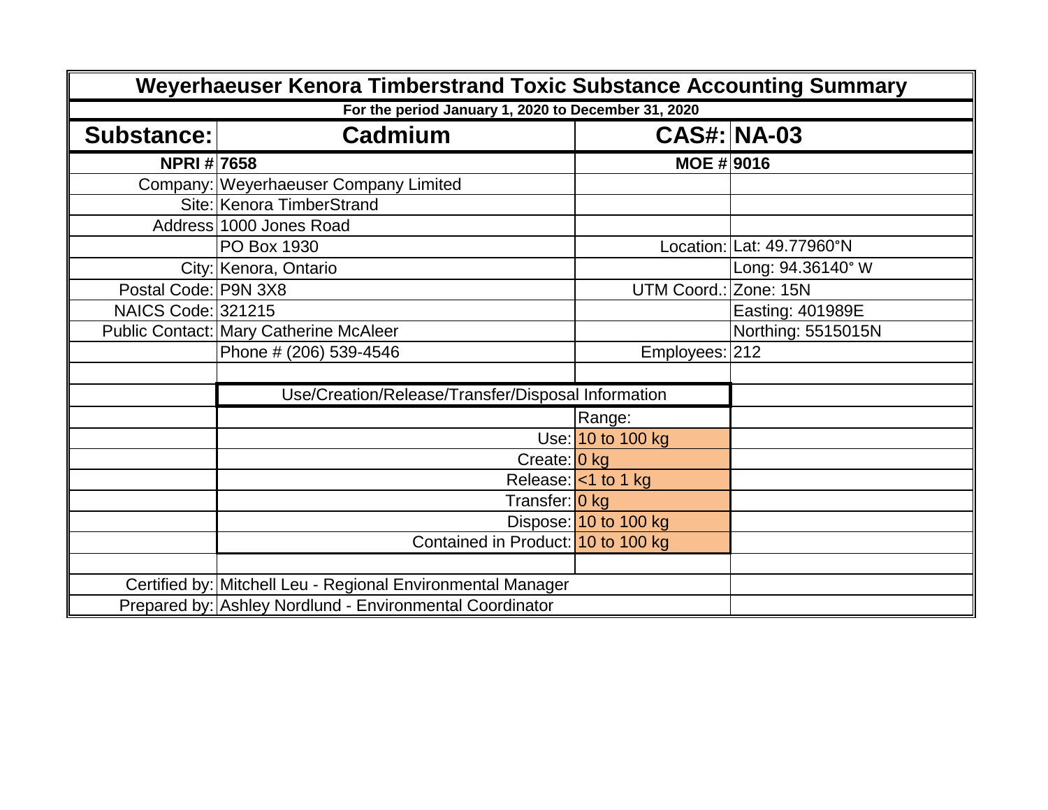# Weyerhaeuser Kenora Timberstrand Toxic Substance Accounting Summary

**For the period January 1, 2020 to December 31, 2020**

| **Substance:** | **Cadmium** | **CAS#:** | **NA-03** |
|---|---|---|---|
| **NPRI #** | **7658** | **MOE #** | **9016** |
| Company: | Weyerhaeuser Company Limited | | |
| Site: | Kenora TimberStrand | | |
| Address | 1000 Jones Road | | |
| | PO Box 1930 | Location: | Lat: 49.77960°N |
| City: | Kenora, Ontario | | Long: 94.36140° W |
| Postal Code: | P9N 3X8 | UTM Coord.: | Zone: 15N |
| NAICS Code: | 321215 | | Easting: 401989E |
| Public Contact: | Mary Catherine McAleer | | Northing: 5515015N |
| | Phone # (206) 539-4546 | Employees: | 212 |

**Use/Creation/Release/Transfer/Disposal Information**

| | Range: |
|---|---|
| Use: | 10 to 100 kg |
| Create: | 0 kg |
| Release: | <1 to 1 kg |
| Transfer: | 0 kg |
| Dispose: | 10 to 100 kg |
| Contained in Product: | 10 to 100 kg |

Certified by: Mitchell Leu - Regional Environmental Manager

Prepared by: Ashley Nordlund - Environmental Coordinator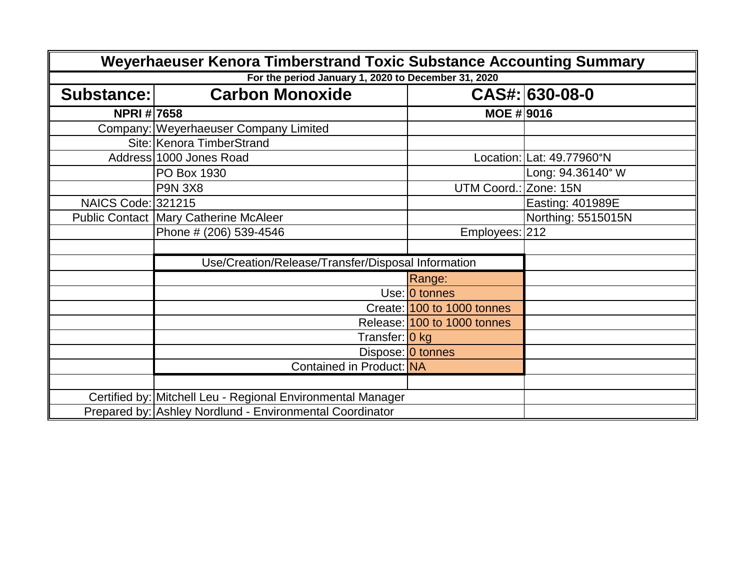# Weyerhaeuser Kenora Timberstrand Toxic Substance Accounting Summary

**For the period January 1, 2020 to December 31, 2020**

| Substance: | Carbon Monoxide | CAS#: | 630-08-0 |
|---|---|---|---|
| **NPRI #** | **7658** | **MOE #** | **9016** |
| Company: | Weyerhaeuser Company Limited | | |
| Site: | Kenora TimberStrand | | |
| Address | 1000 Jones Road | Location: | Lat: 49.77960°N |
| | PO Box 1930 | | Long: 94.36140° W |
| | P9N 3X8 | UTM Coord.: | Zone: 15N |
| NAICS Code: | 321215 | | Easting: 401989E |
| Public Contact | Mary Catherine McAleer | | Northing: 5515015N |
| | Phone # (206) 539-4546 | Employees: | 212 |

**Use/Creation/Release/Transfer/Disposal Information**

| | Range: |
|---|---|
| Use: | 0 tonnes |
| Create: | 100 to 1000 tonnes |
| Release: | 100 to 1000 tonnes |
| Transfer: | 0 kg |
| Dispose: | 0 tonnes |
| Contained in Product: | NA |

Certified by: Mitchell Leu - Regional Environmental Manager

Prepared by: Ashley Nordlund - Environmental Coordinator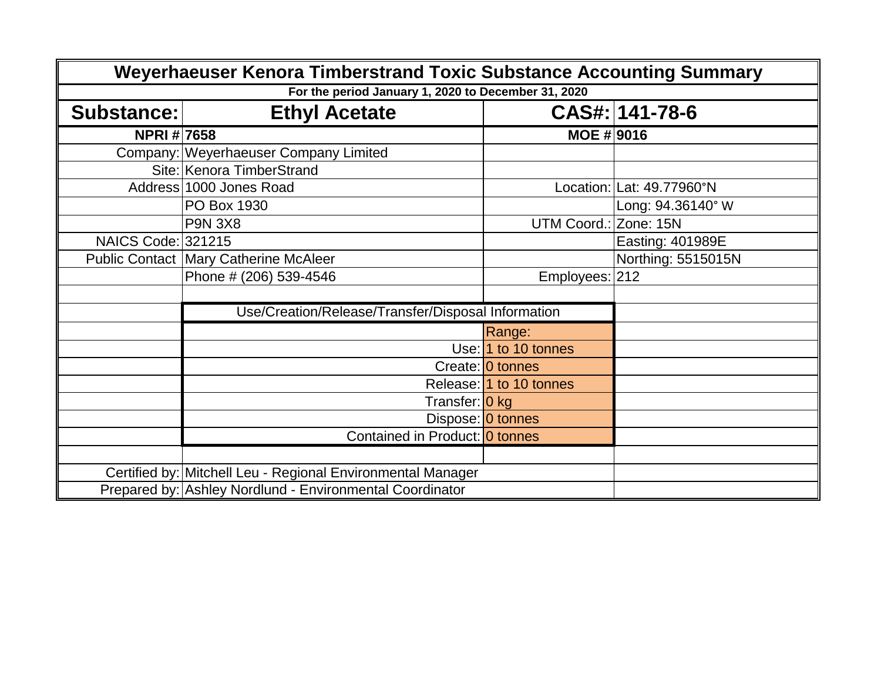# Weyerhaeuser Kenora Timberstrand Toxic Substance Accounting Summary

**For the period January 1, 2020 to December 31, 2020**

| **Substance:** | **Ethyl Acetate** | **CAS#:** | **141-78-6** |
|---|---|---|---|
| **NPRI #** | **7658** | **MOE #** | **9016** |
| Company: | Weyerhaeuser Company Limited | | |
| Site: | Kenora TimberStrand | | |
| Address | 1000 Jones Road | Location: | Lat: 49.77960°N |
| | PO Box 1930 | | Long: 94.36140° W |
| | P9N 3X8 | UTM Coord.: | Zone: 15N |
| NAICS Code: | 321215 | | Easting: 401989E |
| Public Contact | Mary Catherine McAleer | | Northing: 5515015N |
| | Phone # (206) 539-4546 | Employees: | 212 |

**Use/Creation/Release/Transfer/Disposal Information**

| | Range: |
|---|---|
| Use: | 1 to 10 tonnes |
| Create: | 0 tonnes |
| Release: | 1 to 10 tonnes |
| Transfer: | 0 kg |
| Dispose: | 0 tonnes |
| Contained in Product: | 0 tonnes |

Certified by: Mitchell Leu - Regional Environmental Manager

Prepared by: Ashley Nordlund - Environmental Coordinator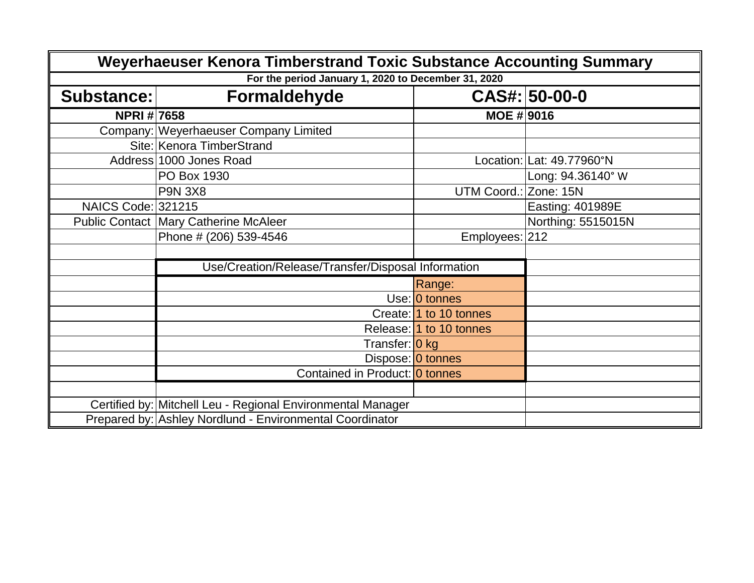# Weyerhaeuser Kenora Timberstrand Toxic Substance Accounting Summary

**For the period January 1, 2020 to December 31, 2020**

| **Substance:** | **Formaldehyde** | **CAS#:** | **50-00-0** |
|---|---|---|---|
| **NPRI #** | **7658** | **MOE #** | **9016** |
| Company: | Weyerhaeuser Company Limited | | |
| Site: | Kenora TimberStrand | | |
| Address | 1000 Jones Road | Location: | Lat: 49.77960°N |
| | PO Box 1930 | | Long: 94.36140° W |
| | P9N 3X8 | UTM Coord.: | Zone: 15N |
| NAICS Code: | 321215 | | Easting: 401989E |
| Public Contact | Mary Catherine McAleer | | Northing: 5515015N |
| | Phone # (206) 539-4546 | Employees: | 212 |

**Use/Creation/Release/Transfer/Disposal Information**

| | Range: |
|---|---|
| Use: | 0 tonnes |
| Create: | 1 to 10 tonnes |
| Release: | 1 to 10 tonnes |
| Transfer: | 0 kg |
| Dispose: | 0 tonnes |
| Contained in Product: | 0 tonnes |

Certified by: Mitchell Leu - Regional Environmental Manager

Prepared by: Ashley Nordlund - Environmental Coordinator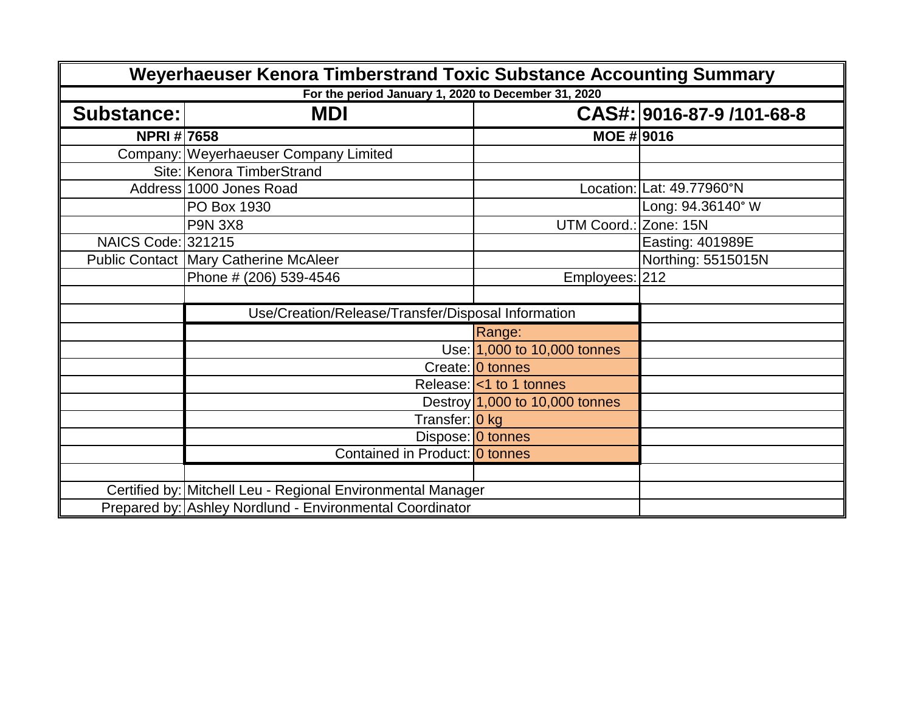# Weyerhaeuser Kenora Timberstrand Toxic Substance Accounting Summary

**For the period January 1, 2020 to December 31, 2020**

| **Substance:** | **MDI** | **CAS#:** | **9016-87-9 /101-68-8** |
|---|---|---|---|
| **NPRI #** | **7658** | **MOE #** | **9016** |
| Company: | Weyerhaeuser Company Limited | | |
| Site: | Kenora TimberStrand | | |
| Address | 1000 Jones Road | Location: | Lat: 49.77960°N |
| | PO Box 1930 | | Long: 94.36140° W |
| | P9N 3X8 | UTM Coord.: | Zone: 15N |
| NAICS Code: | 321215 | | Easting: 401989E |
| Public Contact | Mary Catherine McAleer | | Northing: 5515015N |
| | Phone # (206) 539-4546 | Employees: | 212 |

**Use/Creation/Release/Transfer/Disposal Information**

| | Range: |
|---|---|
| Use: | 1,000 to 10,000 tonnes |
| Create: | 0 tonnes |
| Release: | <1 to 1 tonnes |
| Destroy | 1,000 to 10,000 tonnes |
| Transfer: | 0 kg |
| Dispose: | 0 tonnes |
| Contained in Product: | 0 tonnes |

Certified by: Mitchell Leu - Regional Environmental Manager

Prepared by: Ashley Nordlund - Environmental Coordinator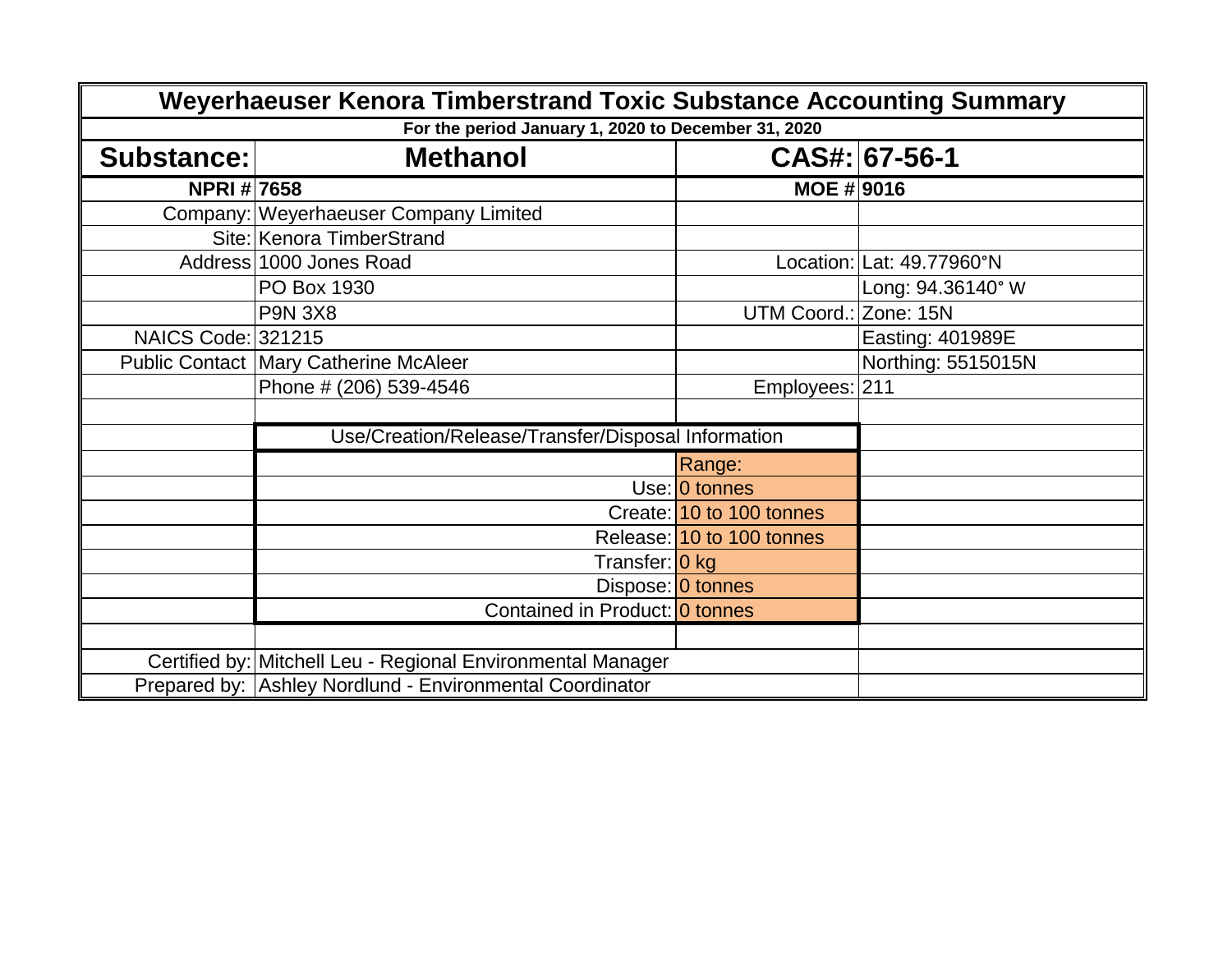# Weyerhaeuser Kenora Timberstrand Toxic Substance Accounting Summary

**For the period January 1, 2020 to December 31, 2020**

| **Substance:** | **Methanol** | **CAS#:** | **67-56-1** |
|---|---|---|---|
| **NPRI #** | **7658** | **MOE #** | **9016** |
| Company: | Weyerhaeuser Company Limited | | |
| Site: | Kenora TimberStrand | | |
| Address | 1000 Jones Road | Location: | Lat: 49.77960°N |
| | PO Box 1930 | | Long: 94.36140° W |
| | P9N 3X8 | UTM Coord.: | Zone: 15N |
| NAICS Code: | 321215 | | Easting: 401989E |
| Public Contact | Mary Catherine McAleer | | Northing: 5515015N |
| | Phone # (206) 539-4546 | Employees: | 211 |

| Use/Creation/Release/Transfer/Disposal Information | |
|---|---|
| | Range: |
| Use: | 0 tonnes |
| Create: | 10 to 100 tonnes |
| Release: | 10 to 100 tonnes |
| Transfer: | 0 kg |
| Dispose: | 0 tonnes |
| Contained in Product: | 0 tonnes |

Certified by: Mitchell Leu - Regional Environmental Manager

Prepared by: Ashley Nordlund - Environmental Coordinator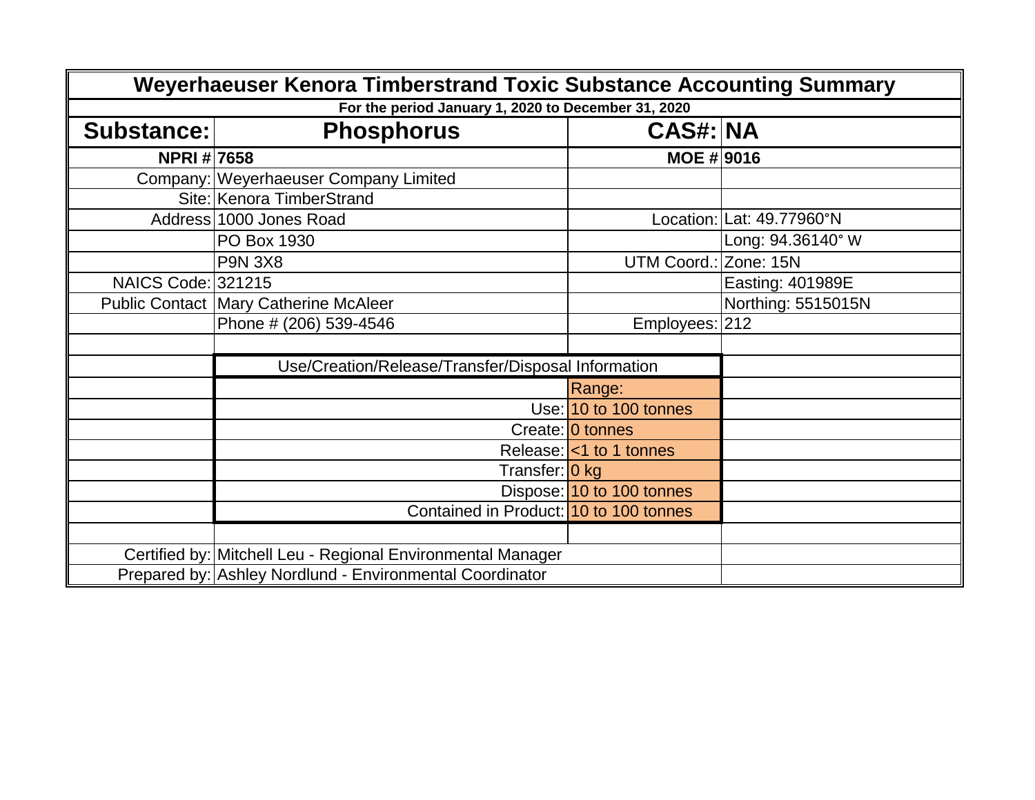# Weyerhaeuser Kenora Timberstrand Toxic Substance Accounting Summary

**For the period January 1, 2020 to December 31, 2020**

| **Substance:** | **Phosphorus** | **CAS#:** | **NA** |
|---|---|---|---|
| **NPRI #** | **7658** | **MOE #** | **9016** |
| Company: | Weyerhaeuser Company Limited | | |
| Site: | Kenora TimberStrand | | |
| Address | 1000 Jones Road | Location: | Lat: 49.77960°N |
| | PO Box 1930 | | Long: 94.36140° W |
| | P9N 3X8 | UTM Coord.: | Zone: 15N |
| NAICS Code: | 321215 | | Easting: 401989E |
| Public Contact | Mary Catherine McAleer | | Northing: 5515015N |
| | Phone # (206) 539-4546 | Employees: | 212 |

**Use/Creation/Release/Transfer/Disposal Information**

| | Range: |
|---|---|
| Use: | 10 to 100 tonnes |
| Create: | 0 tonnes |
| Release: | <1 to 1 tonnes |
| Transfer: | 0 kg |
| Dispose: | 10 to 100 tonnes |
| Contained in Product: | 10 to 100 tonnes |

Certified by: Mitchell Leu - Regional Environmental Manager

Prepared by: Ashley Nordlund - Environmental Coordinator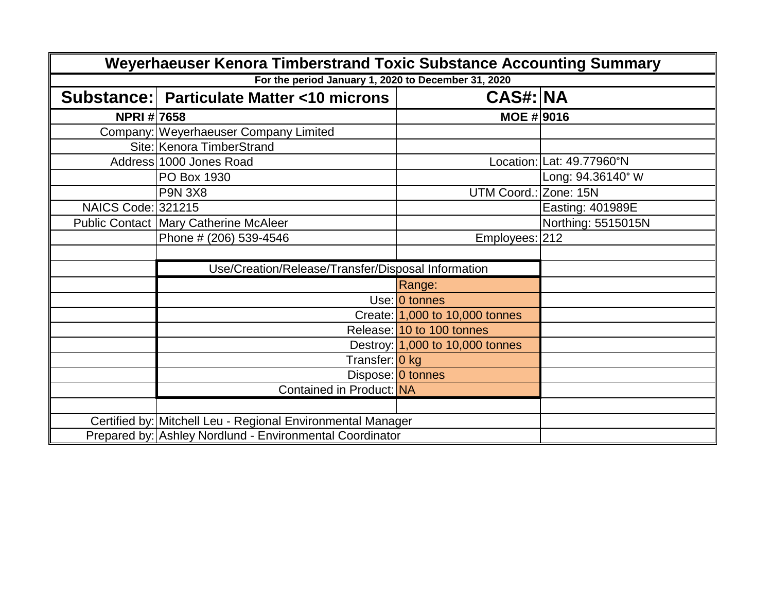# Weyerhaeuser Kenora Timberstrand Toxic Substance Accounting Summary

**For the period January 1, 2020 to December 31, 2020**

| | | | |
|---|---|---|---|
| **Substance:** | **Particulate Matter <10 microns** | **CAS#:** | **NA** |
| **NPRI #** | **7658** | **MOE #** | **9016** |
| Company: | Weyerhaeuser Company Limited | | |
| Site: | Kenora TimberStrand | | |
| Address | 1000 Jones Road | Location: | Lat: 49.77960°N |
| | PO Box 1930 | | Long: 94.36140° W |
| | P9N 3X8 | UTM Coord.: | Zone: 15N |
| NAICS Code: | 321215 | | Easting: 401989E |
| Public Contact | Mary Catherine McAleer | | Northing: 5515015N |
| | Phone # (206) 539-4546 | Employees: | 212 |

**Use/Creation/Release/Transfer/Disposal Information**

| | Range: |
|---|---|
| Use: | 0 tonnes |
| Create: | 1,000 to 10,000 tonnes |
| Release: | 10 to 100 tonnes |
| Destroy: | 1,000 to 10,000 tonnes |
| Transfer: | 0 kg |
| Dispose: | 0 tonnes |
| Contained in Product: | NA |

Certified by: Mitchell Leu - Regional Environmental Manager

Prepared by: Ashley Nordlund - Environmental Coordinator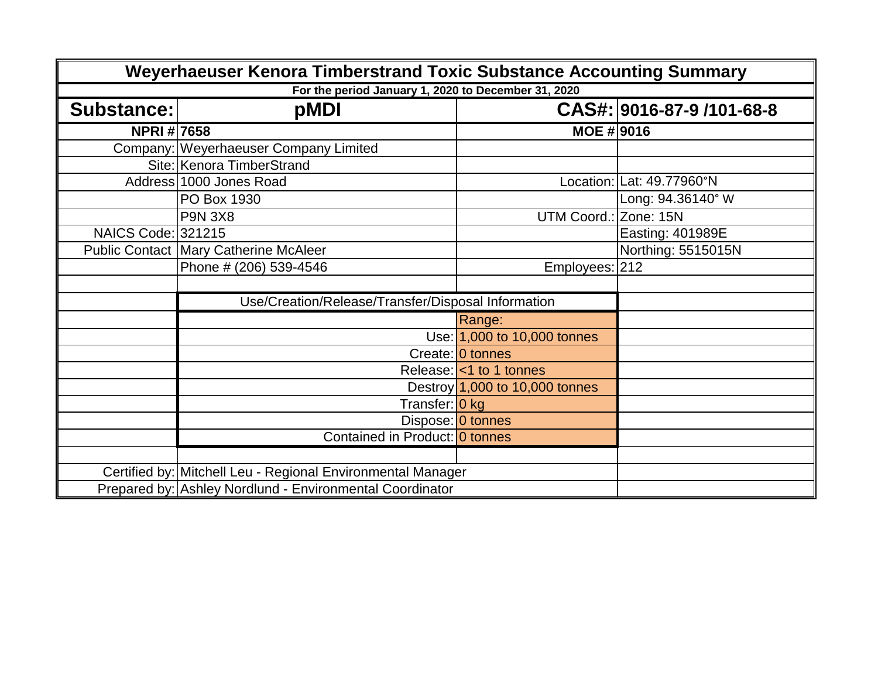# Weyerhaeuser Kenora Timberstrand Toxic Substance Accounting Summary

**For the period January 1, 2020 to December 31, 2020**

| **Substance:** | **pMDI** | **CAS#:** | **9016-87-9 /101-68-8** |
|---|---|---|---|
| **NPRI #** | **7658** | **MOE #** | **9016** |
| Company: | Weyerhaeuser Company Limited | | |
| Site: | Kenora TimberStrand | | |
| Address | 1000 Jones Road | Location: | Lat: 49.77960°N |
| | PO Box 1930 | | Long: 94.36140° W |
| | P9N 3X8 | UTM Coord.: | Zone: 15N |
| NAICS Code: | 321215 | | Easting: 401989E |
| Public Contact | Mary Catherine McAleer | | Northing: 5515015N |
| | Phone # (206) 539-4546 | Employees: | 212 |

**Use/Creation/Release/Transfer/Disposal Information**

| | Range: |
|---|---|
| Use: | 1,000 to 10,000 tonnes |
| Create: | 0 tonnes |
| Release: | <1 to 1 tonnes |
| Destroy | 1,000 to 10,000 tonnes |
| Transfer: | 0 kg |
| Dispose: | 0 tonnes |
| Contained in Product: | 0 tonnes |

Certified by: Mitchell Leu - Regional Environmental Manager

Prepared by: Ashley Nordlund - Environmental Coordinator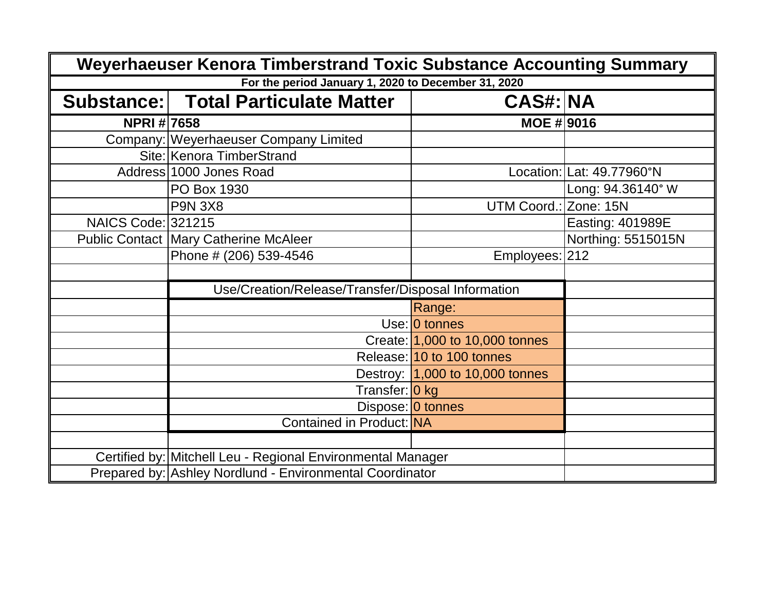# Weyerhaeuser Kenora Timberstrand Toxic Substance Accounting Summary

**For the period January 1, 2020 to December 31, 2020**

| **Substance:** | **Total Particulate Matter** | **CAS#:** | **NA** |
|---|---|---|---|
| **NPRI #** | **7658** | **MOE #** | **9016** |
| Company: | Weyerhaeuser Company Limited | | |
| Site: | Kenora TimberStrand | | |
| Address | 1000 Jones Road | Location: | Lat: 49.77960°N |
| | PO Box 1930 | | Long: 94.36140° W |
| | P9N 3X8 | UTM Coord.: | Zone: 15N |
| NAICS Code: | 321215 | | Easting: 401989E |
| Public Contact | Mary Catherine McAleer | | Northing: 5515015N |
| | Phone # (206) 539-4546 | Employees: | 212 |

| Use/Creation/Release/Transfer/Disposal Information | |
|---|---|
| | Range: |
| Use: | 0 tonnes |
| Create: | 1,000 to 10,000 tonnes |
| Release: | 10 to 100 tonnes |
| Destroy: | 1,000 to 10,000 tonnes |
| Transfer: | 0 kg |
| Dispose: | 0 tonnes |
| Contained in Product: | NA |

Certified by: Mitchell Leu - Regional Environmental Manager

Prepared by: Ashley Nordlund - Environmental Coordinator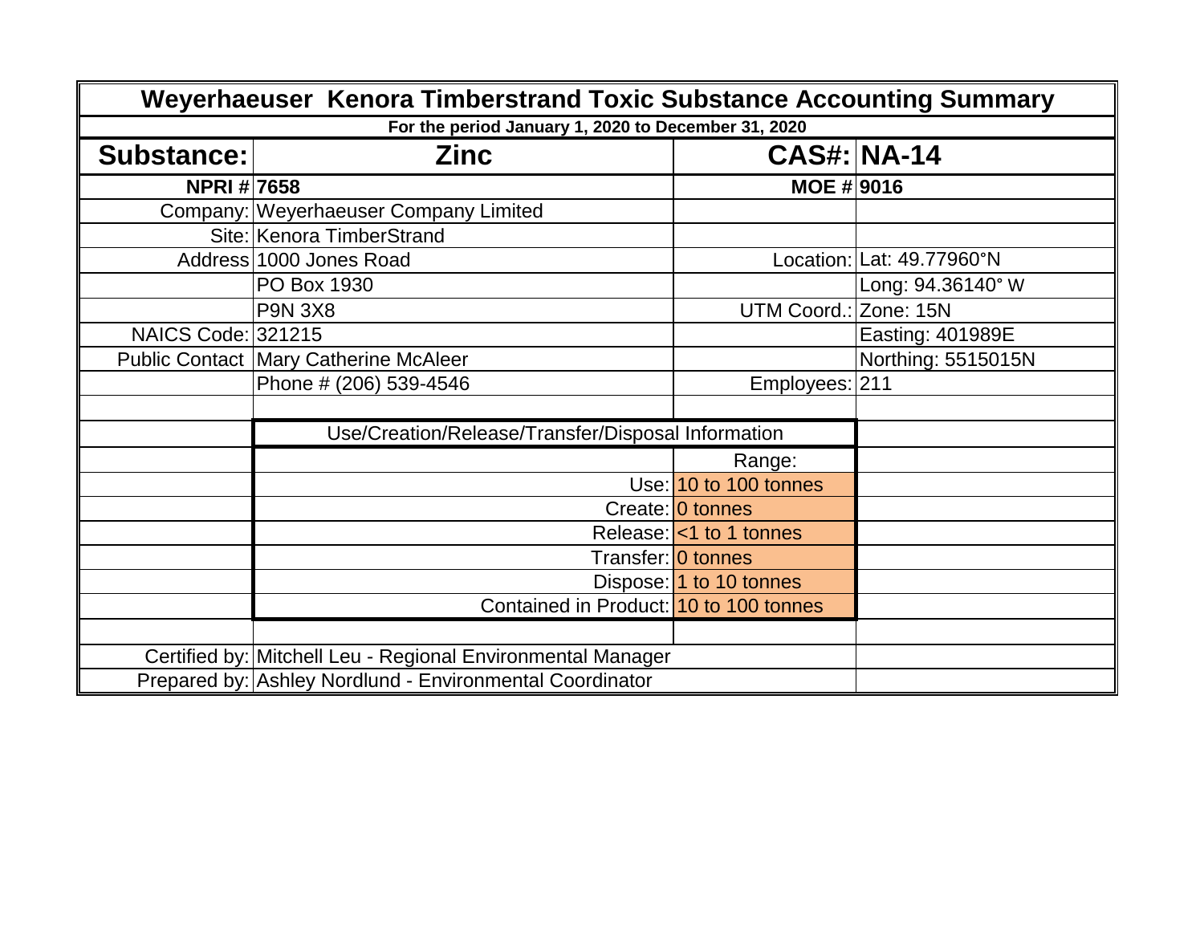# Weyerhaeuser Kenora Timberstrand Toxic Substance Accounting Summary

**For the period January 1, 2020 to December 31, 2020**

| | | | |
|---|---|---|---|
| **Substance:** | **Zinc** | **CAS#:** | **NA-14** |
| **NPRI #** | **7658** | **MOE #** | **9016** |
| Company: | Weyerhaeuser Company Limited | | |
| Site: | Kenora TimberStrand | | |
| Address | 1000 Jones Road | Location: | Lat: 49.77960°N |
| | PO Box 1930 | | Long: 94.36140° W |
| | P9N 3X8 | UTM Coord.: | Zone: 15N |
| NAICS Code: | 321215 | | Easting: 401989E |
| Public Contact | Mary Catherine McAleer | | Northing: 5515015N |
| | Phone # (206) 539-4546 | Employees: | 211 |

**Use/Creation/Release/Transfer/Disposal Information**

| | Range: |
|---|---|
| Use: | 10 to 100 tonnes |
| Create: | 0 tonnes |
| Release: | <1 to 1 tonnes |
| Transfer: | 0 tonnes |
| Dispose: | 1 to 10 tonnes |
| Contained in Product: | 10 to 100 tonnes |

Certified by: Mitchell Leu - Regional Environmental Manager

Prepared by: Ashley Nordlund - Environmental Coordinator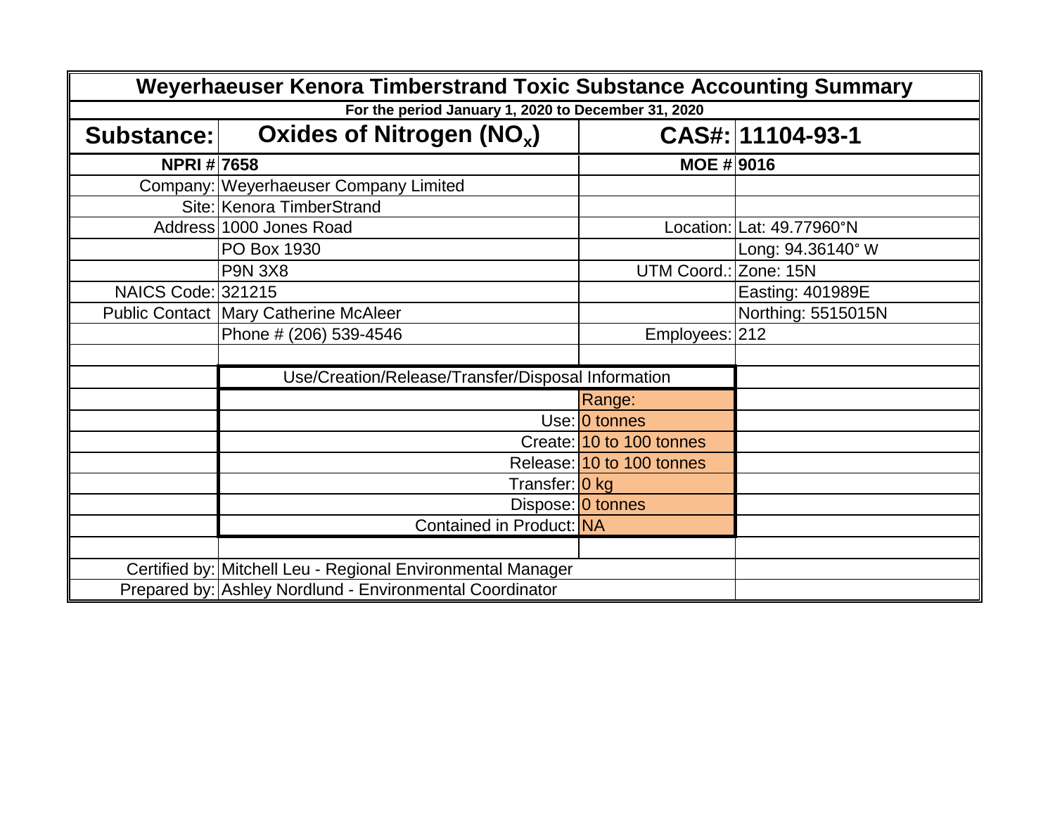# Weyerhaeuser Kenora Timberstrand Toxic Substance Accounting Summary

**For the period January 1, 2020 to December 31, 2020**

| **Substance:** | **Oxides of Nitrogen ($NO_x$)** | **CAS#:** | **11104-93-1** |
|---|---|---|---|
| **NPRI #** | **7658** | **MOE #** | **9016** |
| Company: | Weyerhaeuser Company Limited | | |
| Site: | Kenora TimberStrand | | |
| Address | 1000 Jones Road | Location: | Lat: 49.77960°N |
| | PO Box 1930 | | Long: 94.36140° W |
| | P9N 3X8 | UTM Coord.: | Zone: 15N |
| NAICS Code: | 321215 | | Easting: 401989E |
| Public Contact | Mary Catherine McAleer | | Northing: 5515015N |
| | Phone # (206) 539-4546 | Employees: | 212 |

| Use/Creation/Release/Transfer/Disposal Information | |
|---|---|
| | Range: |
| Use: | 0 tonnes |
| Create: | 10 to 100 tonnes |
| Release: | 10 to 100 tonnes |
| Transfer: | 0 kg |
| Dispose: | 0 tonnes |
| Contained in Product: | NA |

Certified by: Mitchell Leu - Regional Environmental Manager

Prepared by: Ashley Nordlund - Environmental Coordinator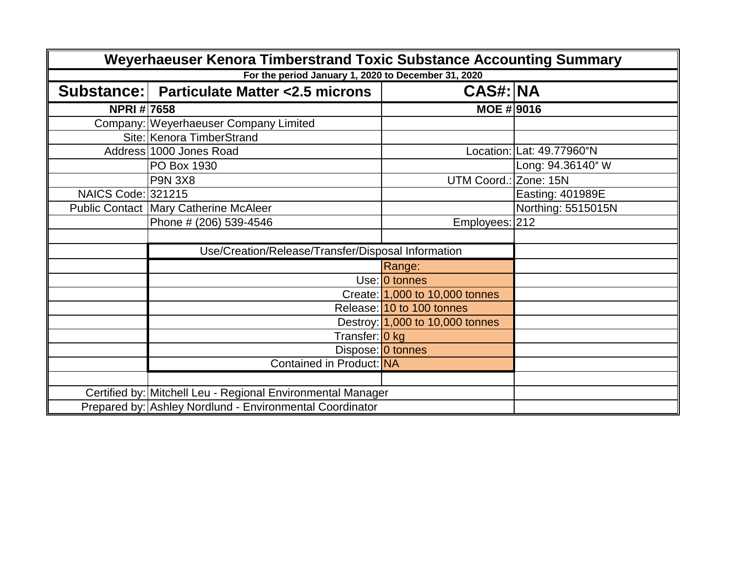# Weyerhaeuser Kenora Timberstrand Toxic Substance Accounting Summary

**For the period January 1, 2020 to December 31, 2020**

| | | | |
|---|---|---|---|
| **Substance:** | **Particulate Matter <2.5 microns** | **CAS#:** | **NA** |
| **NPRI #** | **7658** | **MOE #** | **9016** |
| Company: | Weyerhaeuser Company Limited | | |
| Site: | Kenora TimberStrand | | |
| Address | 1000 Jones Road | Location: | Lat: 49.77960°N |
| | PO Box 1930 | | Long: 94.36140° W |
| | P9N 3X8 | UTM Coord.: | Zone: 15N |
| NAICS Code: | 321215 | | Easting: 401989E |
| Public Contact | Mary Catherine McAleer | | Northing: 5515015N |
| | Phone # (206) 539-4546 | Employees: | 212 |

**Use/Creation/Release/Transfer/Disposal Information**

| | Range: |
|---|---|
| Use: | 0 tonnes |
| Create: | 1,000 to 10,000 tonnes |
| Release: | 10 to 100 tonnes |
| Destroy: | 1,000 to 10,000 tonnes |
| Transfer: | 0 kg |
| Dispose: | 0 tonnes |
| Contained in Product: | NA |

Certified by: Mitchell Leu - Regional Environmental Manager

Prepared by: Ashley Nordlund - Environmental Coordinator